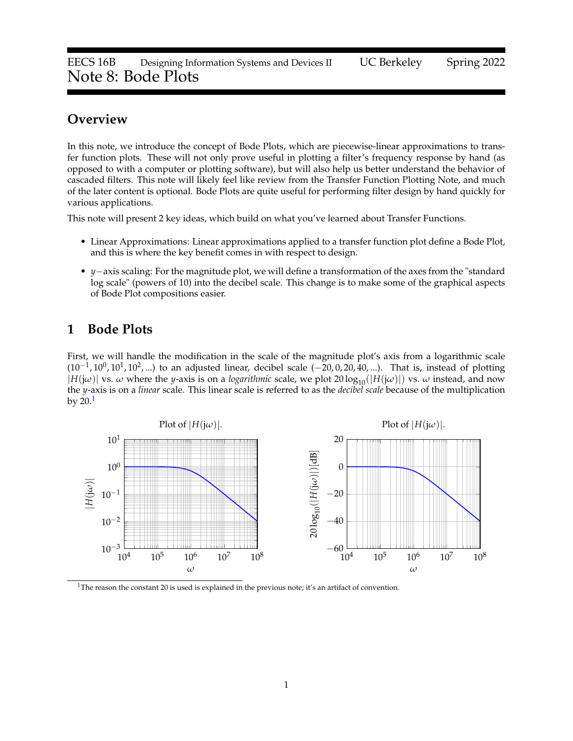# EECS 16B Designing Information Systems and Devices II UC Berkeley Spring 2022
# Note 8: Bode Plots

## Overview

In this note, we introduce the concept of Bode Plots, which are piecewise-linear approximations to transfer function plots. These will not only prove useful in plotting a filter's frequency response by hand (as opposed to with a computer or plotting software), but will also help us better understand the behavior of cascaded filters. This note will likely feel like review from the Transfer Function Plotting Note, and much of the later content is optional. Bode Plots are quite useful for performing filter design by hand quickly for various applications.

This note will present 2 key ideas, which build on what you've learned about Transfer Functions.

- Linear Approximations: Linear approximations applied to a transfer function plot define a Bode Plot, and this is where the key benefit comes in with respect to design.
- $y-$axis scaling: For the magnitude plot, we will define a transformation of the axes from the "standard log scale" (powers of 10) into the decibel scale. This change is to make some of the graphical aspects of Bode Plot compositions easier.

## 1 Bode Plots

First, we will handle the modification in the scale of the magnitude plot's axis from a logarithmic scale $(10^{-1}, 10^0, 10^1, 10^2, ...)$ to an adjusted linear, decibel scale $(-20, 0, 20, 40, ...)$. That is, instead of plotting $|H(\mathrm{j}\omega)|$ vs. $\omega$ where the $y$-axis is on a *logarithmic* scale, we plot $20\log_{10}(|H(\mathrm{j}\omega)|)$ vs. $\omega$ instead, and now the $y$-axis is on a *linear* scale. This linear scale is referred to as the *decibel scale* because of the multiplication by 20.[1]

Plot of $|H(\mathrm{j}\omega)|$.

Plot of $|H(\mathrm{j}\omega)|$.

[1] The reason the constant 20 is used is explained in the previous note; it's an artifact of convention.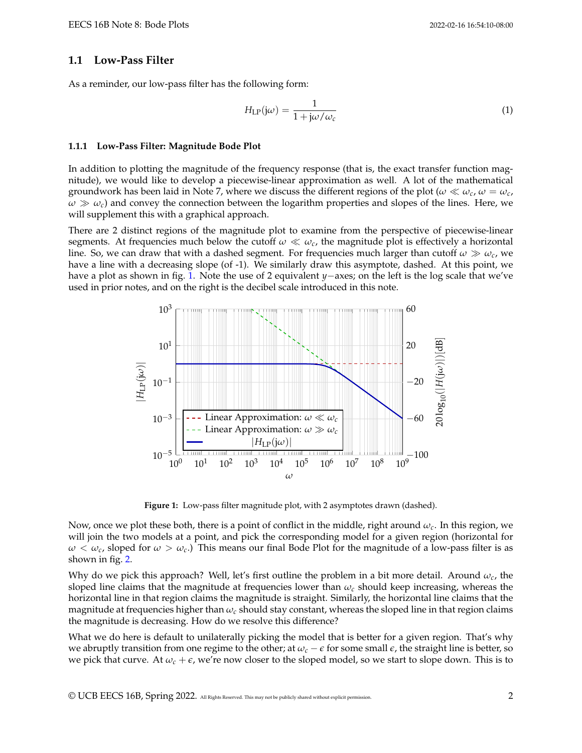## 1.1 Low-Pass Filter

As a reminder, our low-pass filter has the following form:

$$H_{\text{LP}}(\text{j}\omega) = \frac{1}{1 + \text{j}\omega/\omega_c} \tag{1}$$

### 1.1.1 Low-Pass Filter: Magnitude Bode Plot

In addition to plotting the magnitude of the frequency response (that is, the exact transfer function magnitude), we would like to develop a piecewise-linear approximation as well. A lot of the mathematical groundwork has been laid in Note 7, where we discuss the different regions of the plot ($\omega \ll \omega_c$, $\omega = \omega_c$, $\omega \gg \omega_c$) and convey the connection between the logarithm properties and slopes of the lines. Here, we will supplement this with a graphical approach.

There are 2 distinct regions of the magnitude plot to examine from the perspective of piecewise-linear segments. At frequencies much below the cutoff $\omega \ll \omega_c$, the magnitude plot is effectively a horizontal line. So, we can draw that with a dashed segment. For frequencies much larger than cutoff $\omega \gg \omega_c$, we have a line with a decreasing slope (of -1). We similarly draw this asymptote, dashed. At this point, we have a plot as shown in fig. 1. Note the use of 2 equivalent $y-$axes; on the left is the log scale that we've used in prior notes, and on the right is the decibel scale introduced in this note.

**Figure 1:** Low-pass filter magnitude plot, with 2 asymptotes drawn (dashed).

Now, once we plot these both, there is a point of conflict in the middle, right around $\omega_c$. In this region, we will join the two models at a point, and pick the corresponding model for a given region (horizontal for $\omega < \omega_c$, sloped for $\omega > \omega_c$.) This means our final Bode Plot for the magnitude of a low-pass filter is as shown in fig. 2.

Why do we pick this approach? Well, let's first outline the problem in a bit more detail. Around $\omega_c$, the sloped line claims that the magnitude at frequencies lower than $\omega_c$ should keep increasing, whereas the horizontal line in that region claims the magnitude is straight. Similarly, the horizontal line claims that the magnitude at frequencies higher than $\omega_c$ should stay constant, whereas the sloped line in that region claims the magnitude is decreasing. How do we resolve this difference?

What we do here is default to unilaterally picking the model that is better for a given region. That's why we abruptly transition from one regime to the other; at $\omega_c - \epsilon$ for some small $\epsilon$, the straight line is better, so we pick that curve. At $\omega_c + \epsilon$, we're now closer to the sloped model, so we start to slope down. This is to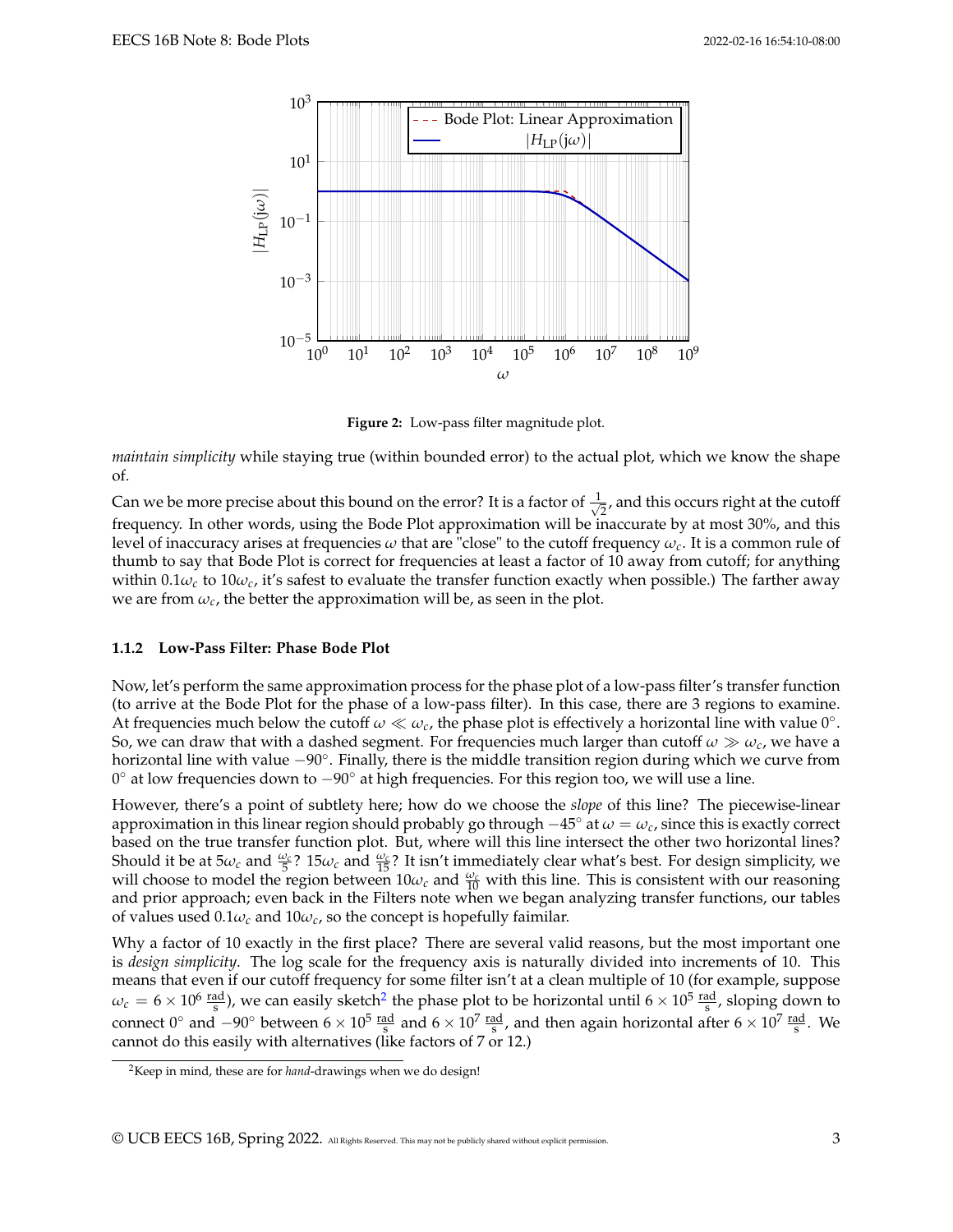**Figure 2:** Low-pass filter magnitude plot.

*maintain simplicity* while staying true (within bounded error) to the actual plot, which we know the shape of.

Can we be more precise about this bound on the error? It is a factor of $\frac{1}{\sqrt{2}}$, and this occurs right at the cutoff frequency. In other words, using the Bode Plot approximation will be inaccurate by at most 30%, and this level of inaccuracy arises at frequencies $\omega$ that are "close" to the cutoff frequency $\omega_c$. It is a common rule of thumb to say that Bode Plot is correct for frequencies at least a factor of 10 away from cutoff; for anything within $0.1\omega_c$ to $10\omega_c$, it's safest to evaluate the transfer function exactly when possible.) The farther away we are from $\omega_c$, the better the approximation will be, as seen in the plot.

### 1.1.2 Low-Pass Filter: Phase Bode Plot

Now, let's perform the same approximation process for the phase plot of a low-pass filter's transfer function (to arrive at the Bode Plot for the phase of a low-pass filter). In this case, there are 3 regions to examine. At frequencies much below the cutoff $\omega \ll \omega_c$, the phase plot is effectively a horizontal line with value $0^\circ$. So, we can draw that with a dashed segment. For frequencies much larger than cutoff $\omega \gg \omega_c$, we have a horizontal line with value $-90^\circ$. Finally, there is the middle transition region during which we curve from $0^\circ$ at low frequencies down to $-90^\circ$ at high frequencies. For this region too, we will use a line.

However, there's a point of subtlety here; how do we choose the *slope* of this line? The piecewise-linear approximation in this linear region should probably go through $-45^\circ$ at $\omega = \omega_c$, since this is exactly correct based on the true transfer function plot. But, where will this line intersect the other two horizontal lines? Should it be at $5\omega_c$ and $\frac{\omega_c}{5}$? $15\omega_c$ and $\frac{\omega_c}{15}$? It isn't immediately clear what's best. For design simplicity, we will choose to model the region between $10\omega_c$ and $\frac{\omega_c}{10}$ with this line. This is consistent with our reasoning and prior approach; even back in the Filters note when we began analyzing transfer functions, our tables of values used $0.1\omega_c$ and $10\omega_c$, so the concept is hopefully faimilar.

Why a factor of 10 exactly in the first place? There are several valid reasons, but the most important one is *design simplicity*. The log scale for the frequency axis is naturally divided into increments of 10. This means that even if our cutoff frequency for some filter isn't at a clean multiple of 10 (for example, suppose $\omega_c = 6 \times 10^6 \, \frac{\text{rad}}{\text{s}}$), we can easily sketch[2] the phase plot to be horizontal until $6 \times 10^5 \, \frac{\text{rad}}{\text{s}}$, sloping down to connect $0^\circ$ and $-90^\circ$ between $6 \times 10^5 \, \frac{\text{rad}}{\text{s}}$ and $6 \times 10^7 \, \frac{\text{rad}}{\text{s}}$, and then again horizontal after $6 \times 10^7 \, \frac{\text{rad}}{\text{s}}$. We cannot do this easily with alternatives (like factors of 7 or 12.)

[2] Keep in mind, these are for *hand*-drawings when we do design!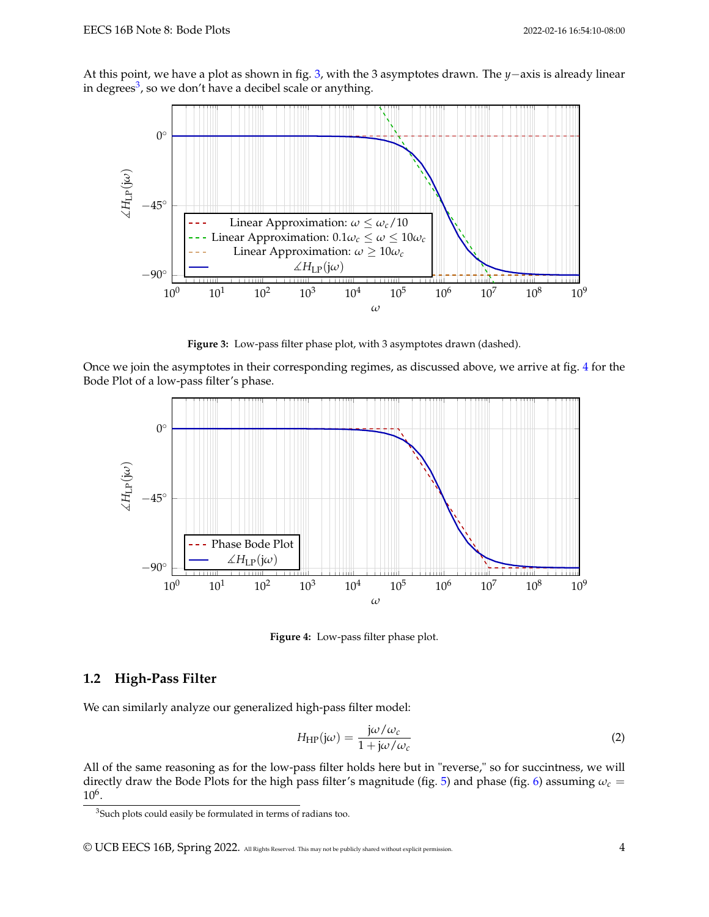At this point, we have a plot as shown in fig. 3, with the 3 asymptotes drawn. The $y$−axis is already linear in degrees[3], so we don't have a decibel scale or anything.

**Figure 3:** Low-pass filter phase plot, with 3 asymptotes drawn (dashed).

Once we join the asymptotes in their corresponding regimes, as discussed above, we arrive at fig. 4 for the Bode Plot of a low-pass filter's phase.

**Figure 4:** Low-pass filter phase plot.

## 1.2 High-Pass Filter

We can similarly analyze our generalized high-pass filter model:

$$H_{\mathrm{HP}}(\mathrm{j}\omega) = \frac{\mathrm{j}\omega/\omega_c}{1 + \mathrm{j}\omega/\omega_c} \tag{2}$$

All of the same reasoning as for the low-pass filter holds here but in "reverse," so for succintness, we will directly draw the Bode Plots for the high pass filter's magnitude (fig. 5) and phase (fig. 6) assuming $\omega_c = 10^6$.

[3] Such plots could easily be formulated in terms of radians too.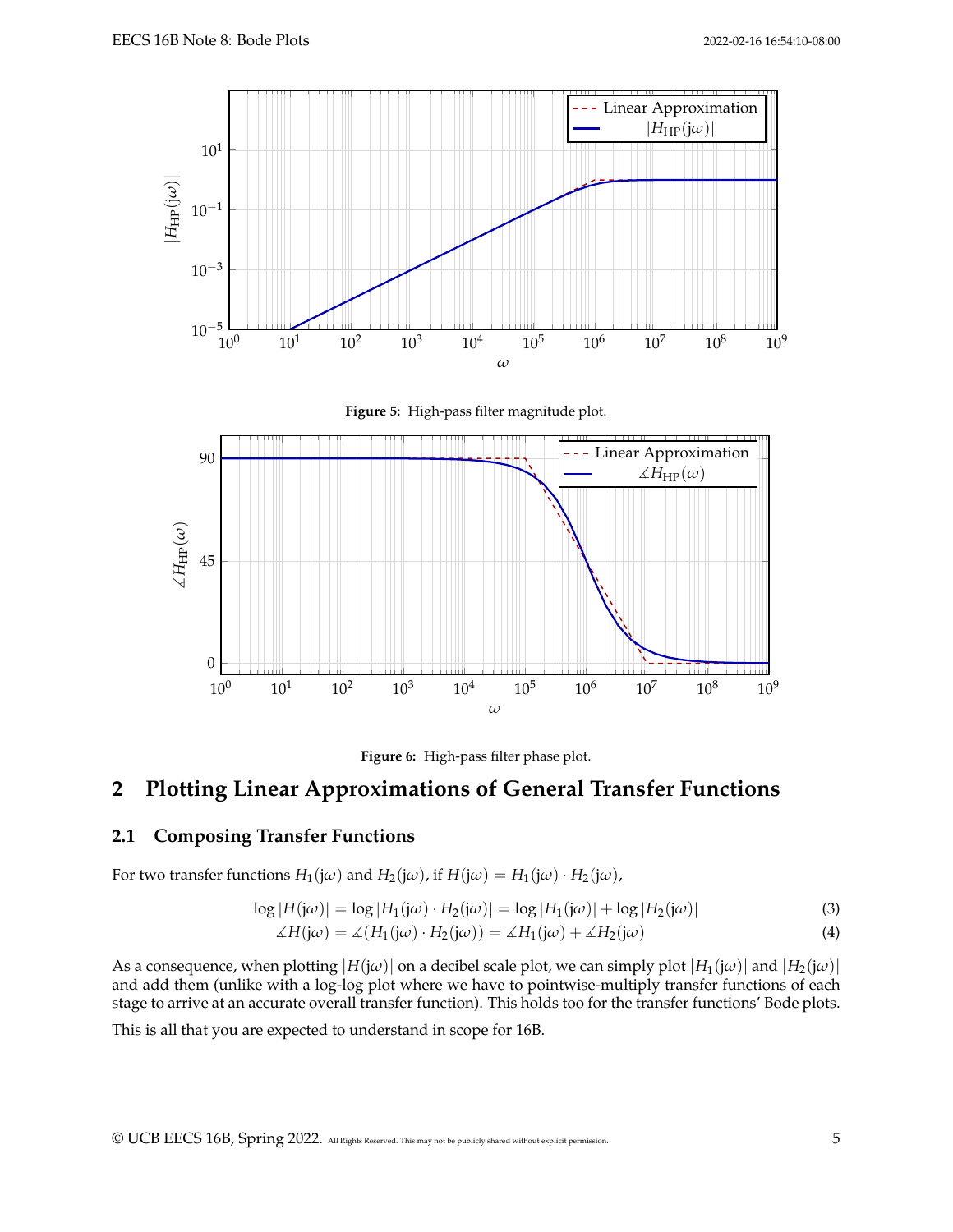**Figure 5:** High-pass filter magnitude plot.

**Figure 6:** High-pass filter phase plot.

# 2 Plotting Linear Approximations of General Transfer Functions

## 2.1 Composing Transfer Functions

For two transfer functions $H_1(j\omega)$ and $H_2(j\omega)$, if $H(j\omega) = H_1(j\omega) \cdot H_2(j\omega)$,

$$\log|H(j\omega)| = \log|H_1(j\omega) \cdot H_2(j\omega)| = \log|H_1(j\omega)| + \log|H_2(j\omega)| \tag{3}$$

$$\measuredangle H(j\omega) = \measuredangle(H_1(j\omega) \cdot H_2(j\omega)) = \measuredangle H_1(j\omega) + \measuredangle H_2(j\omega) \tag{4}$$

As a consequence, when plotting $|H(j\omega)|$ on a decibel scale plot, we can simply plot $|H_1(j\omega)|$ and $|H_2(j\omega)|$ and add them (unlike with a log-log plot where we have to pointwise-multiply transfer functions of each stage to arrive at an accurate overall transfer function). This holds too for the transfer functions' Bode plots.

This is all that you are expected to understand in scope for 16B.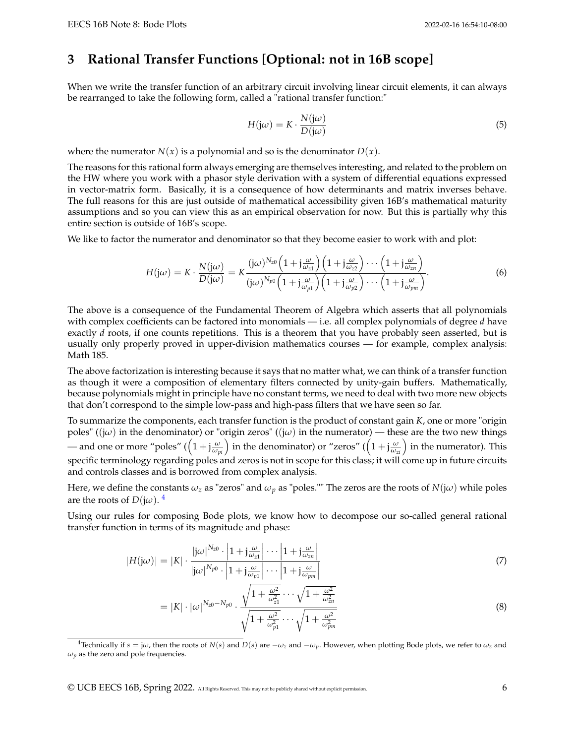# 3 Rational Transfer Functions [Optional: not in 16B scope]

When we write the transfer function of an arbitrary circuit involving linear circuit elements, it can always be rearranged to take the following form, called a "rational transfer function:"

$$H(\mathrm{j}\omega) = K \cdot \frac{N(\mathrm{j}\omega)}{D(\mathrm{j}\omega)} \tag{5}$$

where the numerator $N(x)$ is a polynomial and so is the denominator $D(x)$.

The reasons for this rational form always emerging are themselves interesting, and related to the problem on the HW where you work with a phasor style derivation with a system of differential equations expressed in vector-matrix form. Basically, it is a consequence of how determinants and matrix inverses behave. The full reasons for this are just outside of mathematical accessibility given 16B's mathematical maturity assumptions and so you can view this as an empirical observation for now. But this is partially why this entire section is outside of 16B's scope.

We like to factor the numerator and denominator so that they become easier to work with and plot:

$$H(\mathrm{j}\omega) = K \cdot \frac{N(\mathrm{j}\omega)}{D(\mathrm{j}\omega)} = K \frac{(\mathrm{j}\omega)^{N_{z0}} \left(1 + \mathrm{j}\frac{\omega}{\omega_{z1}}\right)\left(1 + \mathrm{j}\frac{\omega}{\omega_{z2}}\right) \cdots \left(1 + \mathrm{j}\frac{\omega}{\omega_{zn}}\right)}{(\mathrm{j}\omega)^{N_{p0}} \left(1 + \mathrm{j}\frac{\omega}{\omega_{p1}}\right)\left(1 + \mathrm{j}\frac{\omega}{\omega_{p2}}\right) \cdots \left(1 + \mathrm{j}\frac{\omega}{\omega_{pm}}\right)}. \tag{6}$$

The above is a consequence of the Fundamental Theorem of Algebra which asserts that all polynomials with complex coefficients can be factored into monomials — i.e. all complex polynomials of degree $d$ have exactly $d$ roots, if one counts repetitions. This is a theorem that you have probably seen asserted, but is usually only properly proved in upper-division mathematics courses — for example, complex analysis: Math 185.

The above factorization is interesting because it says that no matter what, we can think of a transfer function as though it were a composition of elementary filters connected by unity-gain buffers. Mathematically, because polynomials might in principle have no constant terms, we need to deal with two more new objects that don't correspond to the simple low-pass and high-pass filters that we have seen so far.

To summarize the components, each transfer function is the product of constant gain $K$, one or more "origin poles" ($(\mathrm{j}\omega)$ in the denominator) or "origin zeros" ($(\mathrm{j}\omega)$ in the numerator) — these are the two new things — and one or more "poles" ($\left(1 + \mathrm{j}\frac{\omega}{\omega_{pi}}\right)$ in the denominator) or "zeros" ($\left(1 + \mathrm{j}\frac{\omega}{\omega_{zi}}\right)$ in the numerator). This specific terminology regarding poles and zeros is not in scope for this class; it will come up in future circuits and controls classes and is borrowed from complex analysis.

Here, we define the constants $\omega_z$ as "zeros" and $\omega_p$ as "poles."" The zeros are the roots of $N(\mathrm{j}\omega)$ while poles are the roots of $D(\mathrm{j}\omega)$. [4]

Using our rules for composing Bode plots, we know how to decompose our so-called general rational transfer function in terms of its magnitude and phase:

$$|H(\mathrm{j}\omega)| = |K| \cdot \frac{|\mathrm{j}\omega|^{N_{z0}} \cdot \left|1 + \mathrm{j}\frac{\omega}{\omega_{z1}}\right| \cdots \left|1 + \mathrm{j}\frac{\omega}{\omega_{zn}}\right|}{|\mathrm{j}\omega|^{N_{p0}} \cdot \left|1 + \mathrm{j}\frac{\omega}{\omega_{p1}}\right| \cdots \left|1 + \mathrm{j}\frac{\omega}{\omega_{pm}}\right|} \tag{7}$$

$$= |K| \cdot |\omega|^{N_{z0} - N_{p0}} \cdot \frac{\sqrt{1 + \frac{\omega^2}{\omega_{z1}^2}} \cdots \sqrt{1 + \frac{\omega^2}{\omega_{zn}^2}}}{\sqrt{1 + \frac{\omega^2}{\omega_{p1}^2}} \cdots \sqrt{1 + \frac{\omega^2}{\omega_{pm}^2}}} \tag{8}$$

[4] Technically if $s = \mathrm{j}\omega$, then the roots of $N(s)$ and $D(s)$ are $-\omega_z$ and $-\omega_p$. However, when plotting Bode plots, we refer to $\omega_z$ and $\omega_p$ as the zero and pole frequencies.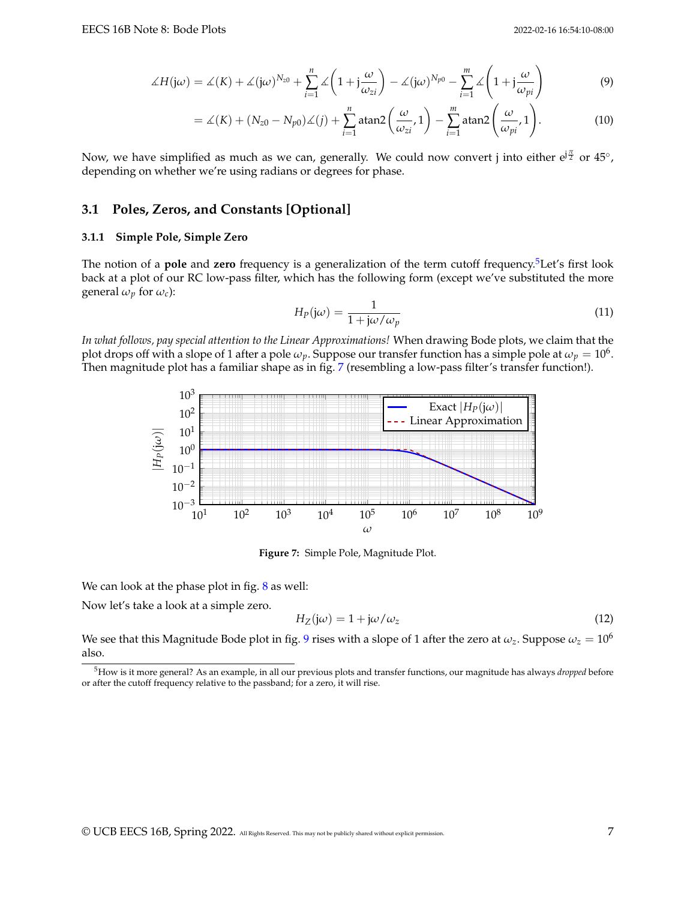$$\measuredangle H(\mathrm{j}\omega) = \measuredangle(K) + \measuredangle(\mathrm{j}\omega)^{N_{z0}} + \sum_{i=1}^{n} \measuredangle\left(1 + \mathrm{j}\frac{\omega}{\omega_{zi}}\right) - \measuredangle(\mathrm{j}\omega)^{N_{p0}} - \sum_{i=1}^{m} \measuredangle\left(1 + \mathrm{j}\frac{\omega}{\omega_{pi}}\right) \tag{9}$$

$$= \measuredangle(K) + (N_{z0} - N_{p0})\measuredangle(j) + \sum_{i=1}^{n} \mathrm{atan2}\left(\frac{\omega}{\omega_{zi}}, 1\right) - \sum_{i=1}^{m} \mathrm{atan2}\left(\frac{\omega}{\omega_{pi}}, 1\right). \tag{10}$$

Now, we have simplified as much as we can, generally. We could now convert j into either $\mathrm{e}^{\mathrm{j}\frac{\pi}{2}}$ or 45°, depending on whether we're using radians or degrees for phase.

## 3.1 Poles, Zeros, and Constants [Optional]

### 3.1.1 Simple Pole, Simple Zero

The notion of a **pole** and **zero** frequency is a generalization of the term cutoff frequency.[5] Let's first look back at a plot of our RC low-pass filter, which has the following form (except we've substituted the more general $\omega_p$ for $\omega_c$):

$$H_P(\mathrm{j}\omega) = \frac{1}{1 + \mathrm{j}\omega/\omega_p} \tag{11}$$

*In what follows, pay special attention to the Linear Approximations!* When drawing Bode plots, we claim that the plot drops off with a slope of 1 after a pole $\omega_p$. Suppose our transfer function has a simple pole at $\omega_p = 10^6$. Then magnitude plot has a familiar shape as in fig. 7 (resembling a low-pass filter's transfer function!).

**Figure 7:** Simple Pole, Magnitude Plot.

We can look at the phase plot in fig. 8 as well:

Now let's take a look at a simple zero.

$$H_Z(\mathrm{j}\omega) = 1 + \mathrm{j}\omega/\omega_z \tag{12}$$

We see that this Magnitude Bode plot in fig. 9 rises with a slope of 1 after the zero at $\omega_z$. Suppose $\omega_z = 10^6$ also.

[5] How is it more general? As an example, in all our previous plots and transfer functions, our magnitude has always *dropped* before or after the cutoff frequency relative to the passband; for a zero, it will rise.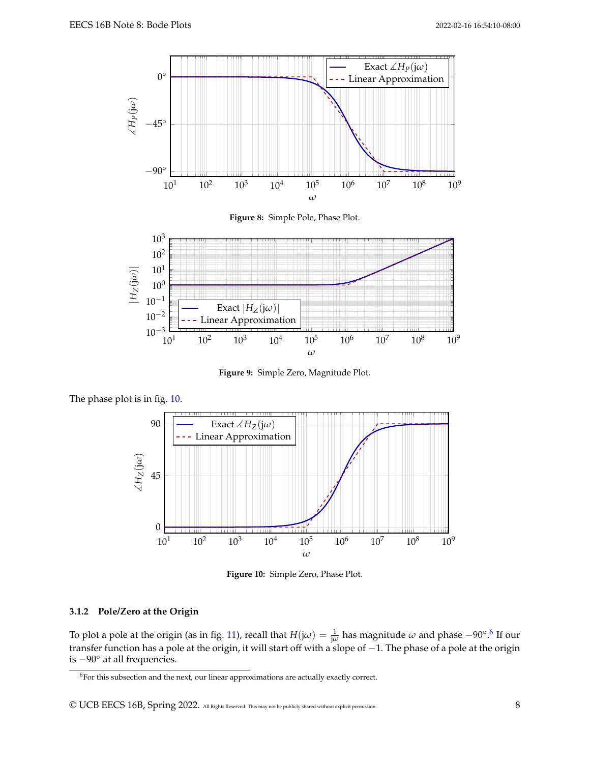Figure 8: Simple Pole, Phase Plot.

Figure 9: Simple Zero, Magnitude Plot.

The phase plot is in fig. 10.

Figure 10: Simple Zero, Phase Plot.

### 3.1.2 Pole/Zero at the Origin

To plot a pole at the origin (as in fig. 11), recall that $H(j\omega) = \frac{1}{j\omega}$ has magnitude $\omega$ and phase $-90^\circ$.[6] If our transfer function has a pole at the origin, it will start off with a slope of $-1$. The phase of a pole at the origin is $-90^\circ$ at all frequencies.

[6] For this subsection and the next, our linear approximations are actually exactly correct.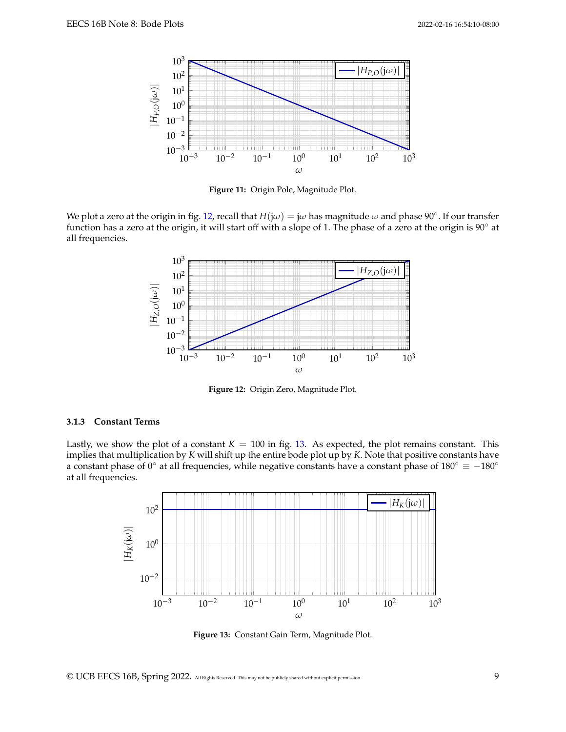Figure 11: Origin Pole, Magnitude Plot.

We plot a zero at the origin in fig. 12, recall that $H(\mathrm{j}\omega) = \mathrm{j}\omega$ has magnitude $\omega$ and phase $90^\circ$. If our transfer function has a zero at the origin, it will start off with a slope of 1. The phase of a zero at the origin is $90^\circ$ at all frequencies.

Figure 12: Origin Zero, Magnitude Plot.

### 3.1.3 Constant Terms

Lastly, we show the plot of a constant $K = 100$ in fig. 13. As expected, the plot remains constant. This implies that multiplication by $K$ will shift up the entire bode plot up by $K$. Note that positive constants have a constant phase of $0^\circ$ at all frequencies, while negative constants have a constant phase of $180^\circ \equiv -180^\circ$ at all frequencies.

Figure 13: Constant Gain Term, Magnitude Plot.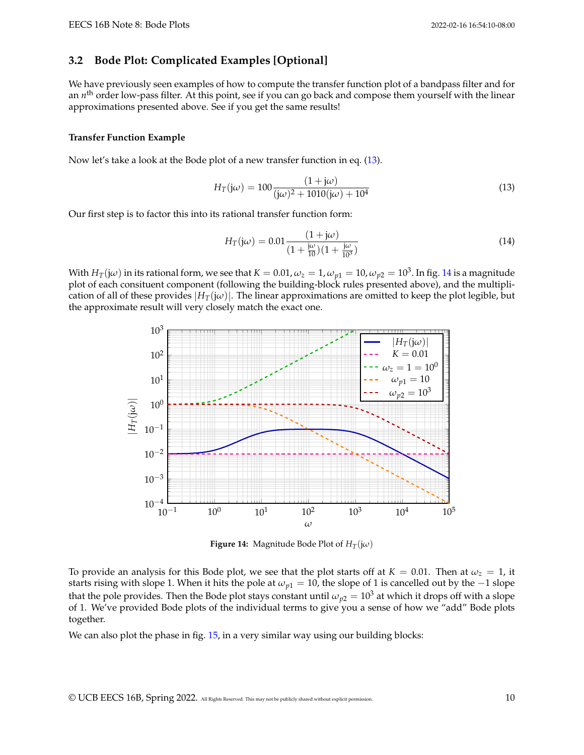### 3.2 Bode Plot: Complicated Examples [Optional]

We have previously seen examples of how to compute the transfer function plot of a bandpass filter and for an $n^{\text{th}}$ order low-pass filter. At this point, see if you can go back and compose them yourself with the linear approximations presented above. See if you get the same results!

#### Transfer Function Example

Now let's take a look at the Bode plot of a new transfer function in eq. (13).

$$H_T(\mathrm{j}\omega) = 100 \frac{(1 + \mathrm{j}\omega)}{(\mathrm{j}\omega)^2 + 1010(\mathrm{j}\omega) + 10^4} \tag{13}$$

Our first step is to factor this into its rational transfer function form:

$$H_T(\mathrm{j}\omega) = 0.01 \frac{(1 + \mathrm{j}\omega)}{(1 + \frac{\mathrm{j}\omega}{10})(1 + \frac{\mathrm{j}\omega}{10^3})} \tag{14}$$

With $H_T(\mathrm{j}\omega)$ in its rational form, we see that $K = 0.01, \omega_z = 1, \omega_{p1} = 10, \omega_{p2} = 10^3$. In fig. 14 is a magnitude plot of each consituent component (following the building-block rules presented above), and the multiplication of all of these provides $|H_T(\mathrm{j}\omega)|$. The linear approximations are omitted to keep the plot legible, but the approximate result will very closely match the exact one.

**Figure 14:** Magnitude Bode Plot of $H_T(\mathrm{j}\omega)$

To provide an analysis for this Bode plot, we see that the plot starts off at $K = 0.01$. Then at $\omega_z = 1$, it starts rising with slope 1. When it hits the pole at $\omega_{p1} = 10$, the slope of 1 is cancelled out by the $-1$ slope that the pole provides. Then the Bode plot stays constant until $\omega_{p2} = 10^3$ at which it drops off with a slope of 1. We've provided Bode plots of the individual terms to give you a sense of how we "add" Bode plots together.

We can also plot the phase in fig. 15, in a very similar way using our building blocks: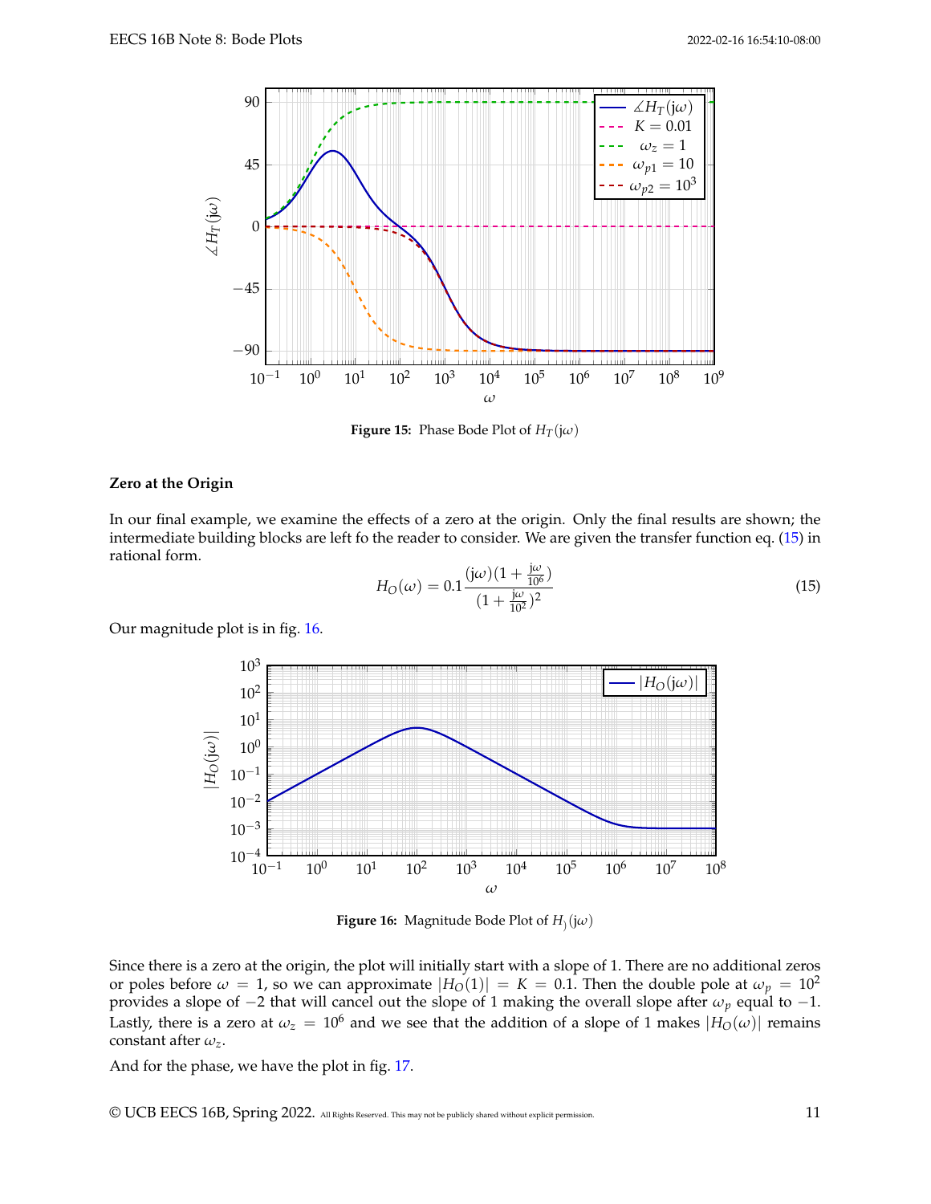Figure 15: Phase Bode Plot of $H_T(j\omega)$

**Zero at the Origin**

In our final example, we examine the effects of a zero at the origin. Only the final results are shown; the intermediate building blocks are left fo the reader to consider. We are given the transfer function eq. (15) in rational form.

$$H_O(\omega) = 0.1\frac{(j\omega)(1 + \frac{j\omega}{10^6})}{(1 + \frac{j\omega}{10^2})^2} \tag{15}$$

Our magnitude plot is in fig. 16.

Figure 16: Magnitude Bode Plot of $H_)(j\omega)$

Since there is a zero at the origin, the plot will initially start with a slope of 1. There are no additional zeros or poles before $\omega = 1$, so we can approximate $|H_O(1)| = K = 0.1$. Then the double pole at $\omega_p = 10^2$ provides a slope of $-2$ that will cancel out the slope of 1 making the overall slope after $\omega_p$ equal to $-1$. Lastly, there is a zero at $\omega_z = 10^6$ and we see that the addition of a slope of 1 makes $|H_O(\omega)|$ remains constant after $\omega_z$.

And for the phase, we have the plot in fig. 17.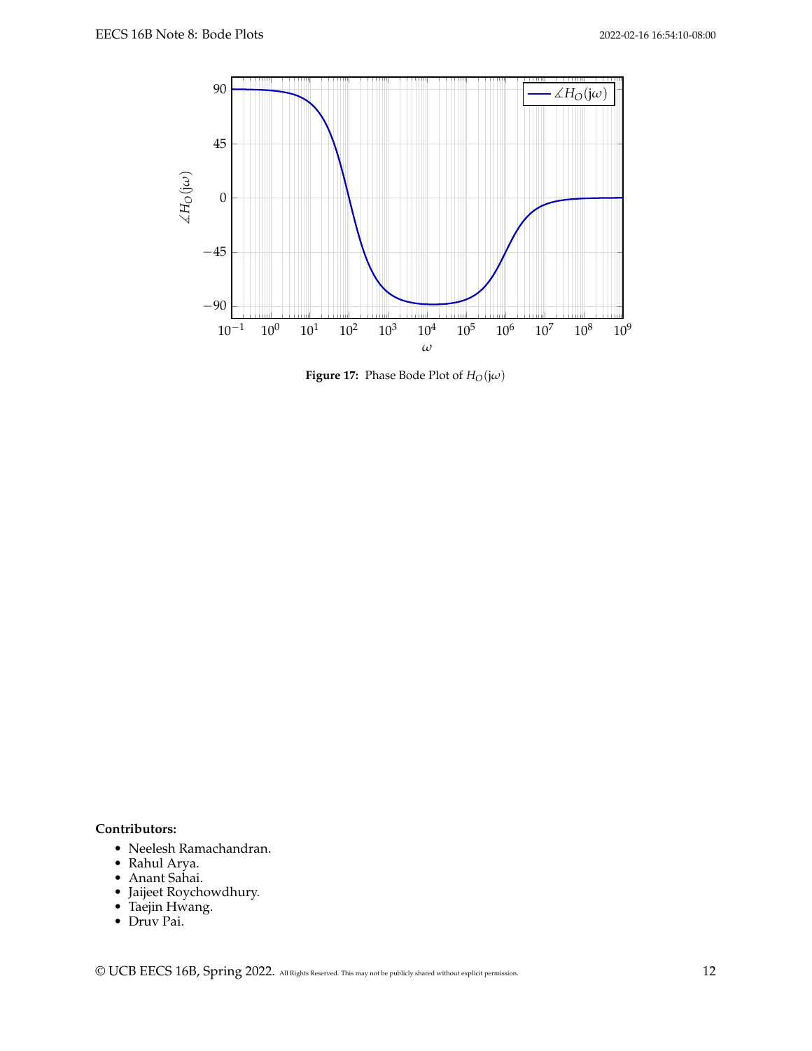$\measuredangle H_O(\mathrm{j}\omega)$

90

45

0

$-45$

$-90$

$10^{-1}$ $10^{0}$ $10^{1}$ $10^{2}$ $10^{3}$ $10^{4}$ $10^{5}$ $10^{6}$ $10^{7}$ $10^{8}$ $10^{9}$

$\omega$

$\measuredangle H_O(\mathrm{j}\omega)$

**Figure 17:** Phase Bode Plot of $H_O(\mathrm{j}\omega)$

**Contributors:**

- Neelesh Ramachandran.
- Rahul Arya.
- Anant Sahai.
- Jaijeet Roychowdhury.
- Taejin Hwang.
- Druv Pai.